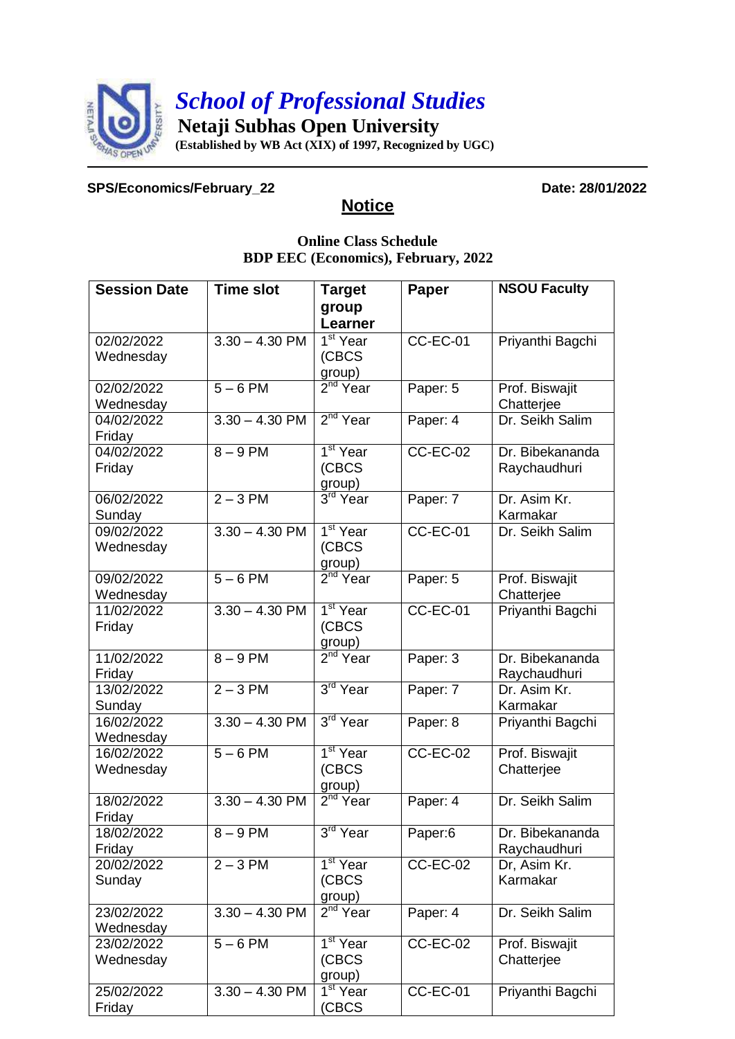# *School of Professional Studies*

**Netaji Subhas Open University**

**(Established by WB Act (XIX) of 1997, Recognized by UGC)**

**SPS/Economics/February_22** **Date: 28/01/2022**

## Notice

**Online Class Schedule**
**BDP EEC (Economics), February, 2022**

| Session Date | Time slot | Target group Learner | Paper | NSOU Faculty |
|---|---|---|---|---|
| 02/02/2022 Wednesday | 3.30 – 4.30 PM | 1st Year (CBCS group) | CC-EC-01 | Priyanthi Bagchi |
| 02/02/2022 Wednesday | 5 – 6 PM | 2nd Year | Paper: 5 | Prof. Biswajit Chatterjee |
| 04/02/2022 Friday | 3.30 – 4.30 PM | 2nd Year | Paper: 4 | Dr. Seikh Salim |
| 04/02/2022 Friday | 8 – 9 PM | 1st Year (CBCS group) | CC-EC-02 | Dr. Bibekananda Raychaudhuri |
| 06/02/2022 Sunday | 2 – 3 PM | 3rd Year | Paper: 7 | Dr. Asim Kr. Karmakar |
| 09/02/2022 Wednesday | 3.30 – 4.30 PM | 1st Year (CBCS group) | CC-EC-01 | Dr. Seikh Salim |
| 09/02/2022 Wednesday | 5 – 6 PM | 2nd Year | Paper: 5 | Prof. Biswajit Chatterjee |
| 11/02/2022 Friday | 3.30 – 4.30 PM | 1st Year (CBCS group) | CC-EC-01 | Priyanthi Bagchi |
| 11/02/2022 Friday | 8 – 9 PM | 2nd Year | Paper: 3 | Dr. Bibekananda Raychaudhuri |
| 13/02/2022 Sunday | 2 – 3 PM | 3rd Year | Paper: 7 | Dr. Asim Kr. Karmakar |
| 16/02/2022 Wednesday | 3.30 – 4.30 PM | 3rd Year | Paper: 8 | Priyanthi Bagchi |
| 16/02/2022 Wednesday | 5 – 6 PM | 1st Year (CBCS group) | CC-EC-02 | Prof. Biswajit Chatterjee |
| 18/02/2022 Friday | 3.30 – 4.30 PM | 2nd Year | Paper: 4 | Dr. Seikh Salim |
| 18/02/2022 Friday | 8 – 9 PM | 3rd Year | Paper:6 | Dr. Bibekananda Raychaudhuri |
| 20/02/2022 Sunday | 2 – 3 PM | 1st Year (CBCS group) | CC-EC-02 | Dr, Asim Kr. Karmakar |
| 23/02/2022 Wednesday | 3.30 – 4.30 PM | 2nd Year | Paper: 4 | Dr. Seikh Salim |
| 23/02/2022 Wednesday | 5 – 6 PM | 1st Year (CBCS group) | CC-EC-02 | Prof. Biswajit Chatterjee |
| 25/02/2022 Friday | 3.30 – 4.30 PM | 1st Year (CBCS | CC-EC-01 | Priyanthi Bagchi |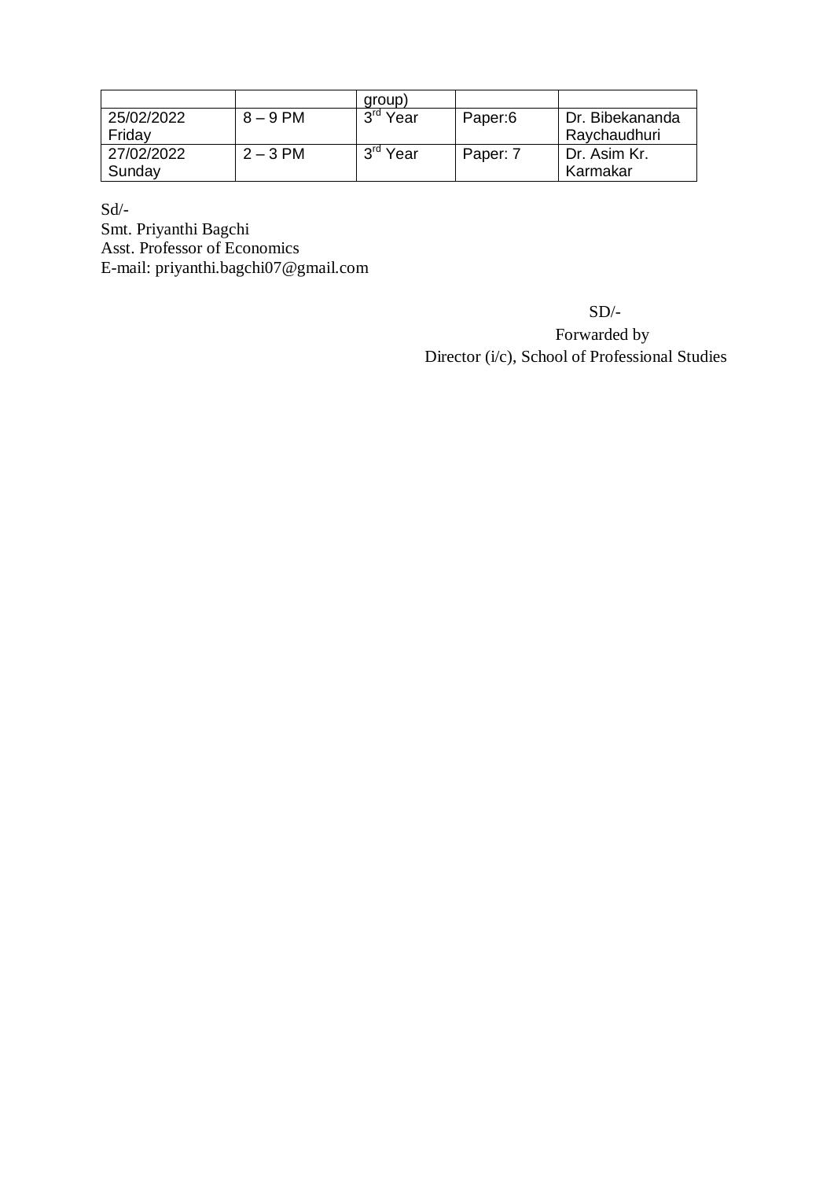| | | | | |
|---|---|---|---|---|
| | | group) | | |
| 25/02/2022 Friday | 8 – 9 PM | 3rd Year | Paper:6 | Dr. Bibekananda Raychaudhuri |
| 27/02/2022 Sunday | 2 – 3 PM | 3rd Year | Paper: 7 | Dr. Asim Kr. Karmakar |

Sd/-
Smt. Priyanthi Bagchi
Asst. Professor of Economics
E-mail: priyanthi.bagchi07@gmail.com

SD/-
Forwarded by
Director (i/c), School of Professional Studies